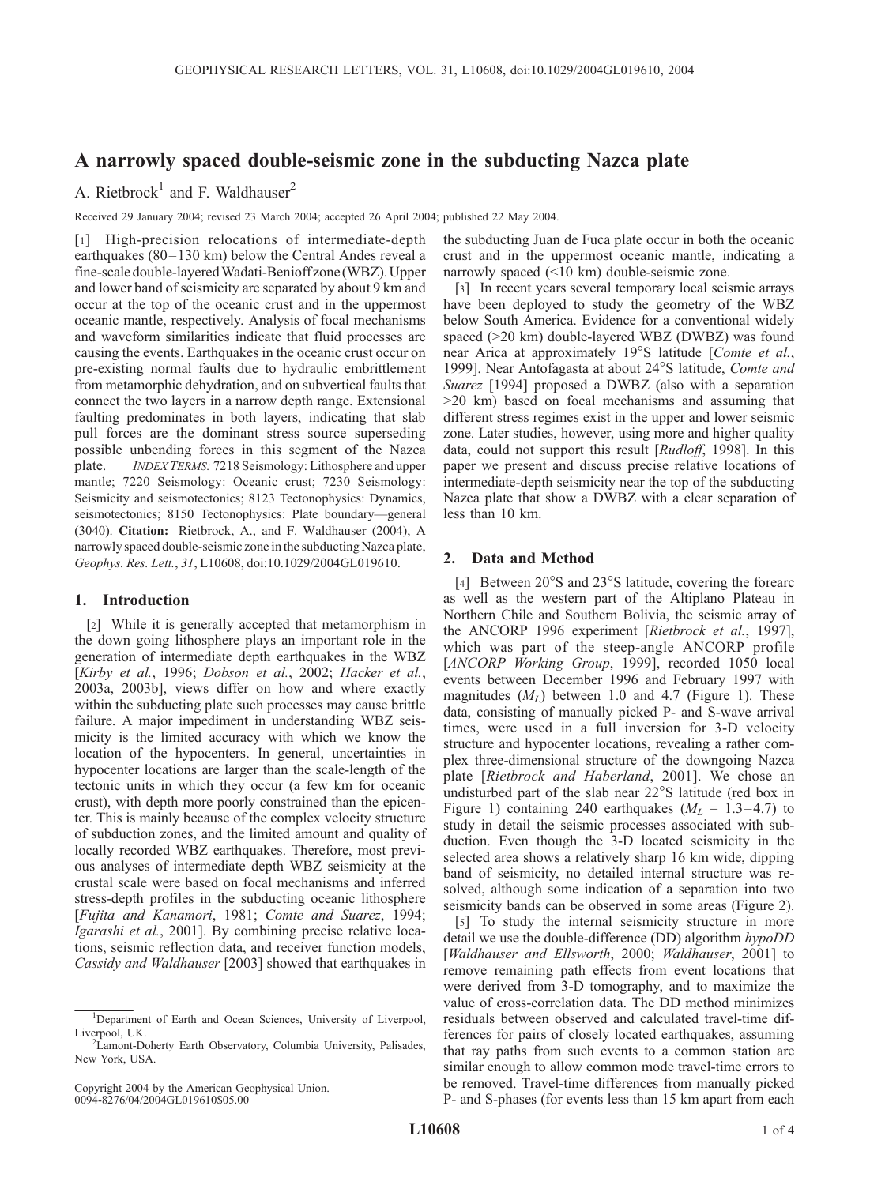# A narrowly spaced double-seismic zone in the subducting Nazca plate

A. Rietbrock[1] and F. Waldhauser[2]

Received 29 January 2004; revised 23 March 2004; accepted 26 April 2004; published 22 May 2004.

[1] High-precision relocations of intermediate-depth earthquakes (80–130 km) below the Central Andes reveal a fine-scale double-layered Wadati-Benioff zone (WBZ). Upper and lower band of seismicity are separated by about 9 km and occur at the top of the oceanic crust and in the uppermost oceanic mantle, respectively. Analysis of focal mechanisms and waveform similarities indicate that fluid processes are causing the events. Earthquakes in the oceanic crust occur on pre-existing normal faults due to hydraulic embrittlement from metamorphic dehydration, and on subvertical faults that connect the two layers in a narrow depth range. Extensional faulting predominates in both layers, indicating that slab pull forces are the dominant stress source superseding possible unbending forces in this segment of the Nazca plate. *INDEX TERMS:* 7218 Seismology: Lithosphere and upper mantle; 7220 Seismology: Oceanic crust; 7230 Seismology: Seismicity and seismotectonics; 8123 Tectonophysics: Dynamics, seismotectonics; 8150 Tectonophysics: Plate boundary—general (3040). **Citation:** Rietbrock, A., and F. Waldhauser (2004), A narrowly spaced double-seismic zone in the subducting Nazca plate, *Geophys. Res. Lett.*, *31*, L10608, doi:10.1029/2004GL019610.

## 1. Introduction

[2] While it is generally accepted that metamorphism in the down going lithosphere plays an important role in the generation of intermediate depth earthquakes in the WBZ [*Kirby et al.*, 1996; *Dobson et al.*, 2002; *Hacker et al.*, 2003a, 2003b], views differ on how and where exactly within the subducting plate such processes may cause brittle failure. A major impediment in understanding WBZ seismicity is the limited accuracy with which we know the location of the hypocenters. In general, uncertainties in hypocenter locations are larger than the scale-length of the tectonic units in which they occur (a few km for oceanic crust), with depth more poorly constrained than the epicenter. This is mainly because of the complex velocity structure of subduction zones, and the limited amount and quality of locally recorded WBZ earthquakes. Therefore, most previous analyses of intermediate depth WBZ seismicity at the crustal scale were based on focal mechanisms and inferred stress-depth profiles in the subducting oceanic lithosphere [*Fujita and Kanamori*, 1981; *Comte and Suarez*, 1994; *Igarashi et al.*, 2001]. By combining precise relative locations, seismic reflection data, and receiver function models, *Cassidy and Waldhauser* [2003] showed that earthquakes in the subducting Juan de Fuca plate occur in both the oceanic crust and in the uppermost oceanic mantle, indicating a narrowly spaced (<10 km) double-seismic zone.

[3] In recent years several temporary local seismic arrays have been deployed to study the geometry of the WBZ below South America. Evidence for a conventional widely spaced (>20 km) double-layered WBZ (DWBZ) was found near Arica at approximately 19°S latitude [*Comte et al.*, 1999]. Near Antofagasta at about 24°S latitude, *Comte and Suarez* [1994] proposed a DWBZ (also with a separation >20 km) based on focal mechanisms and assuming that different stress regimes exist in the upper and lower seismic zone. Later studies, however, using more and higher quality data, could not support this result [*Rudloff*, 1998]. In this paper we present and discuss precise relative locations of intermediate-depth seismicity near the top of the subducting Nazca plate that show a DWBZ with a clear separation of less than 10 km.

## 2. Data and Method

[4] Between 20°S and 23°S latitude, covering the forearc as well as the western part of the Altiplano Plateau in Northern Chile and Southern Bolivia, the seismic array of the ANCORP 1996 experiment [*Rietbrock et al.*, 1997], which was part of the steep-angle ANCORP profile [*ANCORP Working Group*, 1999], recorded 1050 local events between December 1996 and February 1997 with magnitudes ($M_L$) between 1.0 and 4.7 (Figure 1). These data, consisting of manually picked P- and S-wave arrival times, were used in a full inversion for 3-D velocity structure and hypocenter locations, revealing a rather complex three-dimensional structure of the downgoing Nazca plate [*Rietbrock and Haberland*, 2001]. We chose an undisturbed part of the slab near 22°S latitude (red box in Figure 1) containing 240 earthquakes ($M_L$ = 1.3–4.7) to study in detail the seismic processes associated with subduction. Even though the 3-D located seismicity in the selected area shows a relatively sharp 16 km wide, dipping band of seismicity, no detailed internal structure was resolved, although some indication of a separation into two seismicity bands can be observed in some areas (Figure 2).

[5] To study the internal seismicity structure in more detail we use the double-difference (DD) algorithm *hypoDD* [*Waldhauser and Ellsworth*, 2000; *Waldhauser*, 2001] to remove remaining path effects from event locations that were derived from 3-D tomography, and to maximize the value of cross-correlation data. The DD method minimizes residuals between observed and calculated travel-time differences for pairs of closely located earthquakes, assuming that ray paths from such events to a common station are similar enough to allow common mode travel-time errors to be removed. Travel-time differences from manually picked P- and S-phases (for events less than 15 km apart from each

[1]Department of Earth and Ocean Sciences, University of Liverpool, Liverpool, UK.

[2]Lamont-Doherty Earth Observatory, Columbia University, Palisades, New York, USA.

Copyright 2004 by the American Geophysical Union.
0094-8276/04/2004GL019610$05.00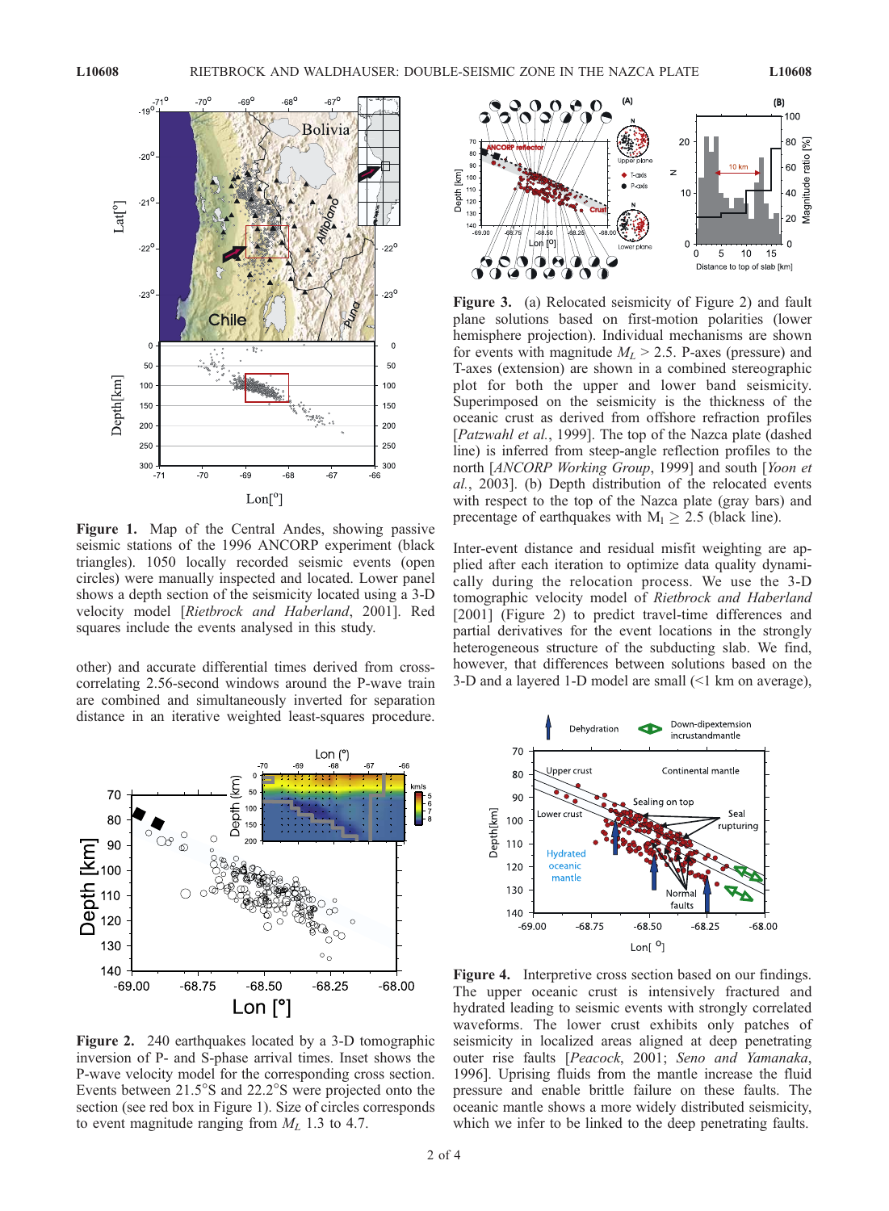Figure 1. Map of the Central Andes, showing passive seismic stations of the 1996 ANCORP experiment (black triangles). 1050 locally recorded seismic events (open circles) were manually inspected and located. Lower panel shows a depth section of the seismicity located using a 3-D velocity model [*Rietbrock and Haberland*, 2001]. Red squares include the events analysed in this study.

Figure 2. 240 earthquakes located by a 3-D tomographic inversion of P- and S-phase arrival times. Inset shows the P-wave velocity model for the corresponding cross section. Events between 21.5°S and 22.2°S were projected onto the section (see red box in Figure 1). Size of circles corresponds to event magnitude ranging from $M_L$ 1.3 to 4.7.

Figure 3. (a) Relocated seismicity of Figure 2) and fault plane solutions based on first-motion polarities (lower hemisphere projection). Individual mechanisms are shown for events with magnitude $M_L > 2.5$. P-axes (pressure) and T-axes (extension) are shown in a combined stereographic plot for both the upper and lower band seismicity. Superimposed on the seismicity is the thickness of the oceanic crust as derived from offshore refraction profiles [*Patzwahl et al.*, 1999]. The top of the Nazca plate (dashed line) is inferred from steep-angle reflection profiles to the north [*ANCORP Working Group*, 1999] and south [*Yoon et al.*, 2003]. (b) Depth distribution of the relocated events with respect to the top of the Nazca plate (gray bars) and precentage of earthquakes with $M_l \geq 2.5$ (black line).

other) and accurate differential times derived from cross-correlating 2.56-second windows around the P-wave train are combined and simultaneously inverted for separation distance in an iterative weighted least-squares procedure. Inter-event distance and residual misfit weighting are applied after each iteration to optimize data quality dynamically during the relocation process. We use the 3-D tomographic velocity model of *Rietbrock and Haberland* [2001] (Figure 2) to predict travel-time differences and partial derivatives for the event locations in the strongly heterogeneous structure of the subducting slab. We find, however, that differences between solutions based on the 3-D and a layered 1-D model are small (<1 km on average),

Figure 4. Interpretive cross section based on our findings. The upper oceanic crust is intensively fractured and hydrated leading to seismic events with strongly correlated waveforms. The lower crust exhibits only patches of seismicity in localized areas aligned at deep penetrating outer rise faults [*Peacock*, 2001; *Seno and Yamanaka*, 1996]. Uprising fluids from the mantle increase the fluid pressure and enable brittle failure on these faults. The oceanic mantle shows a more widely distributed seismicity, which we infer to be linked to the deep penetrating faults.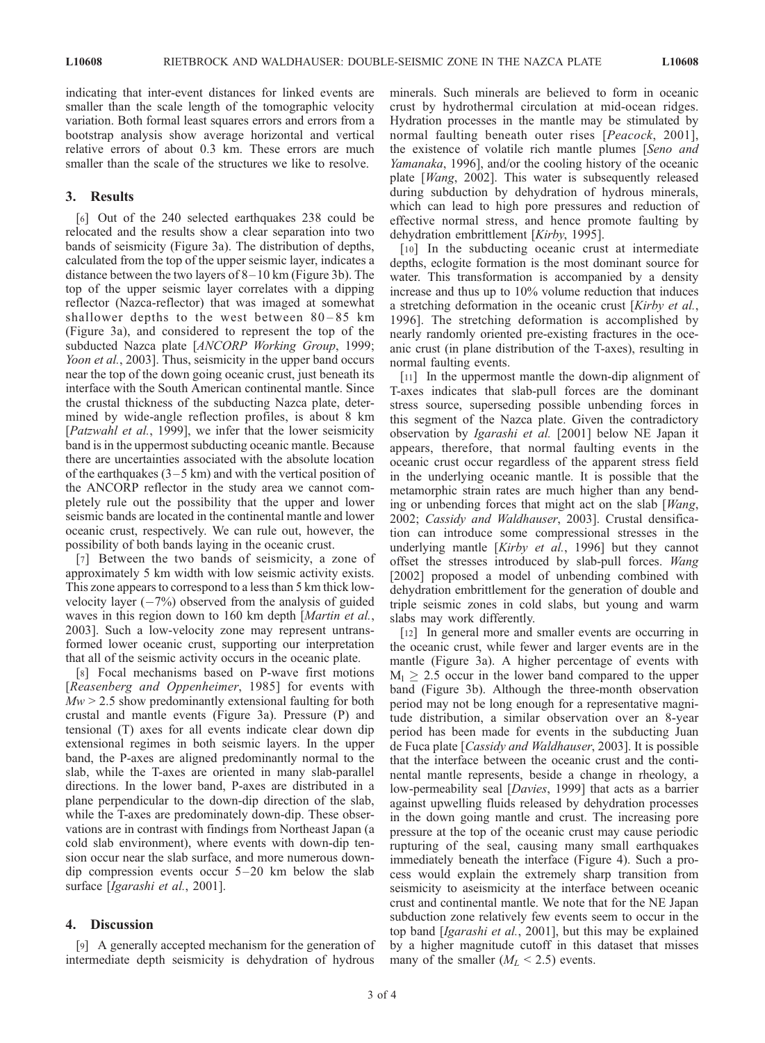indicating that inter-event distances for linked events are smaller than the scale length of the tomographic velocity variation. Both formal least squares errors and errors from a bootstrap analysis show average horizontal and vertical relative errors of about 0.3 km. These errors are much smaller than the scale of the structures we like to resolve.

## 3. Results

[6] Out of the 240 selected earthquakes 238 could be relocated and the results show a clear separation into two bands of seismicity (Figure 3a). The distribution of depths, calculated from the top of the upper seismic layer, indicates a distance between the two layers of 8–10 km (Figure 3b). The top of the upper seismic layer correlates with a dipping reflector (Nazca-reflector) that was imaged at somewhat shallower depths to the west between 80–85 km (Figure 3a), and considered to represent the top of the subducted Nazca plate [*ANCORP Working Group*, 1999; *Yoon et al.*, 2003]. Thus, seismicity in the upper band occurs near the top of the down going oceanic crust, just beneath its interface with the South American continental mantle. Since the crustal thickness of the subducting Nazca plate, determined by wide-angle reflection profiles, is about 8 km [*Patzwahl et al.*, 1999], we infer that the lower seismicity band is in the uppermost subducting oceanic mantle. Because there are uncertainties associated with the absolute location of the earthquakes (3–5 km) and with the vertical position of the ANCORP reflector in the study area we cannot completely rule out the possibility that the upper and lower seismic bands are located in the continental mantle and lower oceanic crust, respectively. We can rule out, however, the possibility of both bands laying in the oceanic crust.

[7] Between the two bands of seismicity, a zone of approximately 5 km width with low seismic activity exists. This zone appears to correspond to a less than 5 km thick low-velocity layer (−7%) observed from the analysis of guided waves in this region down to 160 km depth [*Martin et al.*, 2003]. Such a low-velocity zone may represent untransformed lower oceanic crust, supporting our interpretation that all of the seismic activity occurs in the oceanic plate.

[8] Focal mechanisms based on P-wave first motions [*Reasenberg and Oppenheimer*, 1985] for events with $Mw > 2.5$ show predominantly extensional faulting for both crustal and mantle events (Figure 3a). Pressure (P) and tensional (T) axes for all events indicate clear down dip extensional regimes in both seismic layers. In the upper band, the P-axes are aligned predominantly normal to the slab, while the T-axes are oriented in many slab-parallel directions. In the lower band, P-axes are distributed in a plane perpendicular to the down-dip direction of the slab, while the T-axes are predominately down-dip. These observations are in contrast with findings from Northeast Japan (a cold slab environment), where events with down-dip tension occur near the slab surface, and more numerous down-dip compression events occur 5–20 km below the slab surface [*Igarashi et al.*, 2001].

## 4. Discussion

[9] A generally accepted mechanism for the generation of intermediate depth seismicity is dehydration of hydrous minerals. Such minerals are believed to form in oceanic crust by hydrothermal circulation at mid-ocean ridges. Hydration processes in the mantle may be stimulated by normal faulting beneath outer rises [*Peacock*, 2001], the existence of volatile rich mantle plumes [*Seno and Yamanaka*, 1996], and/or the cooling history of the oceanic plate [*Wang*, 2002]. This water is subsequently released during subduction by dehydration of hydrous minerals, which can lead to high pore pressures and reduction of effective normal stress, and hence promote faulting by dehydration embrittlement [*Kirby*, 1995].

[10] In the subducting oceanic crust at intermediate depths, eclogite formation is the most dominant source for water. This transformation is accompanied by a density increase and thus up to 10% volume reduction that induces a stretching deformation in the oceanic crust [*Kirby et al.*, 1996]. The stretching deformation is accomplished by nearly randomly oriented pre-existing fractures in the oceanic crust (in plane distribution of the T-axes), resulting in normal faulting events.

[11] In the uppermost mantle the down-dip alignment of T-axes indicates that slab-pull forces are the dominant stress source, superseding possible unbending forces in this segment of the Nazca plate. Given the contradictory observation by *Igarashi et al.* [2001] below NE Japan it appears, therefore, that normal faulting events in the oceanic crust occur regardless of the apparent stress field in the underlying oceanic mantle. It is possible that the metamorphic strain rates are much higher than any bending or unbending forces that might act on the slab [*Wang*, 2002; *Cassidy and Waldhauser*, 2003]. Crustal densification can introduce some compressional stresses in the underlying mantle [*Kirby et al.*, 1996] but they cannot offset the stresses introduced by slab-pull forces. *Wang* [2002] proposed a model of unbending combined with dehydration embrittlement for the generation of double and triple seismic zones in cold slabs, but young and warm slabs may work differently.

[12] In general more and smaller events are occurring in the oceanic crust, while fewer and larger events are in the mantle (Figure 3a). A higher percentage of events with $M_l \geq 2.5$ occur in the lower band compared to the upper band (Figure 3b). Although the three-month observation period may not be long enough for a representative magnitude distribution, a similar observation over an 8-year period has been made for events in the subducting Juan de Fuca plate [*Cassidy and Waldhauser*, 2003]. It is possible that the interface between the oceanic crust and the continental mantle represents, beside a change in rheology, a low-permeability seal [*Davies*, 1999] that acts as a barrier against upwelling fluids released by dehydration processes in the down going mantle and crust. The increasing pore pressure at the top of the oceanic crust may cause periodic rupturing of the seal, causing many small earthquakes immediately beneath the interface (Figure 4). Such a process would explain the extremely sharp transition from seismicity to aseismicity at the interface between oceanic crust and continental mantle. We note that for the NE Japan subduction zone relatively few events seem to occur in the top band [*Igarashi et al.*, 2001], but this may be explained by a higher magnitude cutoff in this dataset that misses many of the smaller ($M_L < 2.5$) events.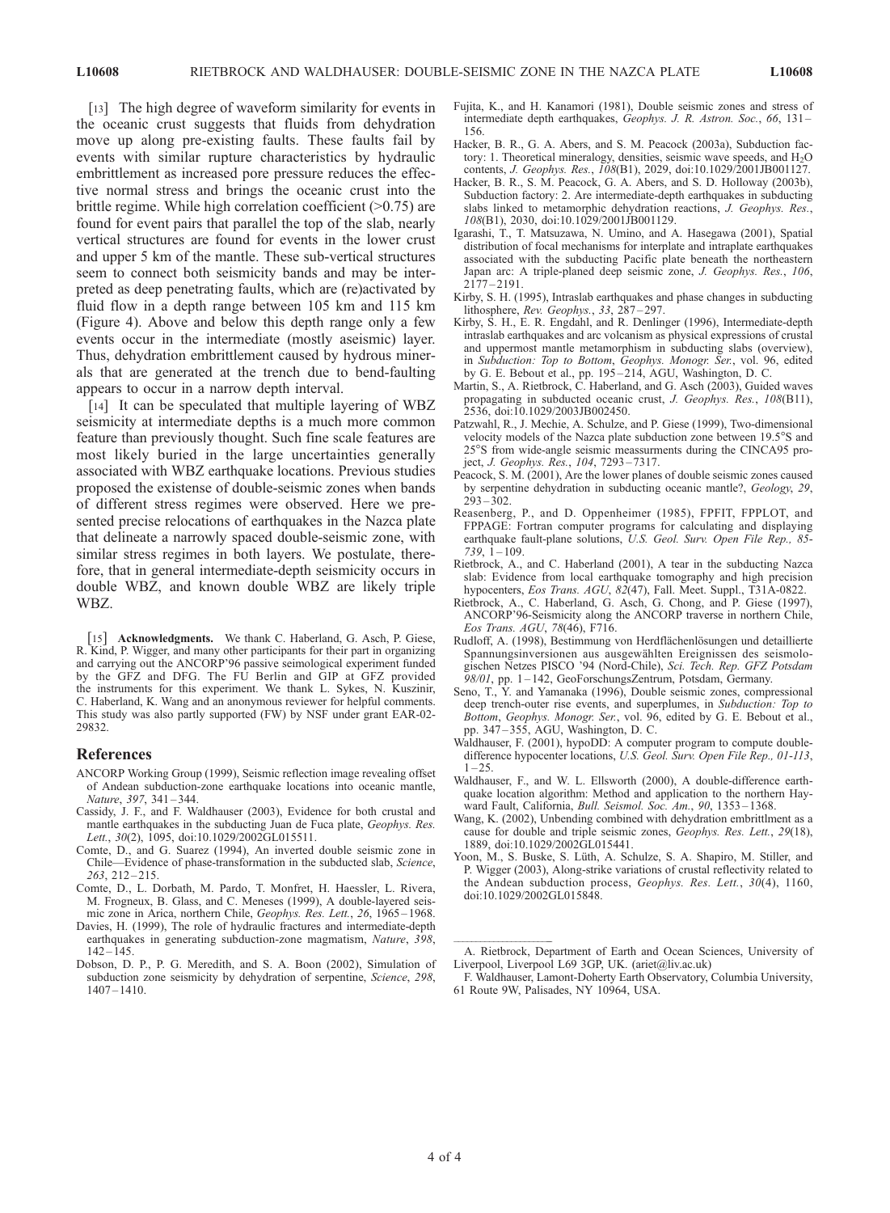[13] The high degree of waveform similarity for events in the oceanic crust suggests that fluids from dehydration move up along pre-existing faults. These faults fail by events with similar rupture characteristics by hydraulic embrittlement as increased pore pressure reduces the effective normal stress and brings the oceanic crust into the brittle regime. While high correlation coefficient (>0.75) are found for event pairs that parallel the top of the slab, nearly vertical structures are found for events in the lower crust and upper 5 km of the mantle. These sub-vertical structures seem to connect both seismicity bands and may be interpreted as deep penetrating faults, which are (re)activated by fluid flow in a depth range between 105 km and 115 km (Figure 4). Above and below this depth range only a few events occur in the intermediate (mostly aseismic) layer. Thus, dehydration embrittlement caused by hydrous minerals that are generated at the trench due to bend-faulting appears to occur in a narrow depth interval.

[14] It can be speculated that multiple layering of WBZ seismicity at intermediate depths is a much more common feature than previously thought. Such fine scale features are most likely buried in the large uncertainties generally associated with WBZ earthquake locations. Previous studies proposed the existense of double-seismic zones when bands of different stress regimes were observed. Here we presented precise relocations of earthquakes in the Nazca plate that delineate a narrowly spaced double-seismic zone, with similar stress regimes in both layers. We postulate, therefore, that in general intermediate-depth seismicity occurs in double WBZ, and known double WBZ are likely triple WBZ.

[15] **Acknowledgments.** We thank C. Haberland, G. Asch, P. Giese, R. Kind, P. Wigger, and many other participants for their part in organizing and carrying out the ANCORP'96 passive seismological experiment funded by the GFZ and DFG. The FU Berlin and GIP at GFZ provided the instruments for this experiment. We thank L. Sykes, N. Kuszinir, C. Haberland, K. Wang and an anonymous reviewer for helpful comments. This study was also partly supported (FW) by NSF under grant EAR-02-29832.

## References

ANCORP Working Group (1999), Seismic reflection image revealing offset of Andean subduction-zone earthquake locations into oceanic mantle, *Nature*, *397*, 341–344.

Cassidy, J. F., and F. Waldhauser (2003), Evidence for both crustal and mantle earthquakes in the subducting Juan de Fuca plate, *Geophys. Res. Lett.*, *30*(2), 1095, doi:10.1029/2002GL015511.

Comte, D., and G. Suarez (1994), An inverted double seismic zone in Chile—Evidence of phase-transformation in the subducted slab, *Science*, *263*, 212–215.

Comte, D., L. Dorbath, M. Pardo, T. Monfret, H. Haessler, L. Rivera, M. Frogneux, B. Glass, and C. Meneses (1999), A double-layered seismic zone in Arica, northern Chile, *Geophys. Res. Lett.*, *26*, 1965–1968.

Davies, H. (1999), The role of hydraulic fractures and intermediate-depth earthquakes in generating subduction-zone magmatism, *Nature*, *398*, 142–145.

Dobson, D. P., P. G. Meredith, and S. A. Boon (2002), Simulation of subduction zone seismicity by dehydration of serpentine, *Science*, *298*, 1407–1410.

Fujita, K., and H. Kanamori (1981), Double seismic zones and stress of intermediate depth earthquakes, *Geophys. J. R. Astron. Soc.*, *66*, 131–156.

Hacker, B. R., G. A. Abers, and S. M. Peacock (2003a), Subduction factory: 1. Theoretical mineralogy, densities, seismic wave speeds, and $H_2O$ contents, *J. Geophys. Res.*, *108*(B1), 2029, doi:10.1029/2001JB001127.

Hacker, B. R., S. M. Peacock, G. A. Abers, and S. D. Holloway (2003b), Subduction factory: 2. Are intermediate-depth earthquakes in subducting slabs linked to metamorphic dehydration reactions, *J. Geophys. Res.*, *108*(B1), 2030, doi:10.1029/2001JB001129.

Igarashi, T., T. Matsuzawa, N. Umino, and A. Hasegawa (2001), Spatial distribution of focal mechanisms for interplate and intraplate earthquakes associated with the subducting Pacific plate beneath the northeastern Japan arc: A triple-planed deep seismic zone, *J. Geophys. Res.*, *106*, 2177–2191.

Kirby, S. H. (1995), Intraslab earthquakes and phase changes in subducting lithosphere, *Rev. Geophys.*, *33*, 287–297.

Kirby, S. H., E. R. Engdahl, and R. Denlinger (1996), Intermediate-depth intraslab earthquakes and arc volcanism as physical expressions of crustal and uppermost mantle metamorphism in subducting slabs (overview), in *Subduction: Top to Bottom*, *Geophys. Monogr. Ser.*, vol. 96, edited by G. E. Bebout et al., pp. 195–214, AGU, Washington, D. C.

Martin, S., A. Rietbrock, C. Haberland, and G. Asch (2003), Guided waves propagating in subducted oceanic crust, *J. Geophys. Res.*, *108*(B11), 2536, doi:10.1029/2003JB002450.

Patzwahl, R., J. Mechie, A. Schulze, and P. Giese (1999), Two-dimensional velocity models of the Nazca plate subduction zone between 19.5°S and 25°S from wide-angle seismic meassurments during the CINCA95 project, *J. Geophys. Res.*, *104*, 7293–7317.

Peacock, S. M. (2001), Are the lower planes of double seismic zones caused by serpentine dehydration in subducting oceanic mantle?, *Geology*, *29*, 293–302.

Reasenberg, P., and D. Oppenheimer (1985), FPFIT, FPPLOT, and FPPAGE: Fortran computer programs for calculating and displaying earthquake fault-plane solutions, *U.S. Geol. Surv. Open File Rep., 85-739*, 1–109.

Rietbrock, A., and C. Haberland (2001), A tear in the subducting Nazca slab: Evidence from local earthquake tomography and high precision hypocenters, *Eos Trans. AGU*, *82*(47), Fall. Meet. Suppl., T31A-0822.

Rietbrock, A., C. Haberland, G. Asch, G. Chong, and P. Giese (1997), ANCORP'96-Seismicity along the ANCORP traverse in northern Chile, *Eos Trans. AGU*, *78*(46), F716.

Rudloff, A. (1998), Bestimmung von Herdflächenlösungen und detaillierte Spannungsinversionen aus ausgewählten Ereignissen des seismologischen Netzes PISCO '94 (Nord-Chile), *Sci. Tech. Rep. GFZ Potsdam 98/01*, pp. 1–142, GeoForschungsZentrum, Potsdam, Germany.

Seno, T., Y. and Yamanaka (1996), Double seismic zones, compressional deep trench-outer rise events, and superplumes, in *Subduction: Top to Bottom*, *Geophys. Monogr. Ser.*, vol. 96, edited by G. E. Bebout et al., pp. 347–355, AGU, Washington, D. C.

Waldhauser, F. (2001), hypoDD: A computer program to compute double-difference hypocenter locations, *U.S. Geol. Surv. Open File Rep., 01-113*, 1–25.

Waldhauser, F., and W. L. Ellsworth (2000), A double-difference earthquake location algorithm: Method and application to the northern Hayward Fault, California, *Bull. Seismol. Soc. Am.*, *90*, 1353–1368.

Wang, K. (2002), Unbending combined with dehydration embrittlement as a cause for double and triple seismic zones, *Geophys. Res. Lett.*, *29*(18), 1889, doi:10.1029/2002GL015441.

Yoon, M., S. Buske, S. Lüth, A. Schulze, S. A. Shapiro, M. Stiller, and P. Wigger (2003), Along-strike variations of crustal reflectivity related to the Andean subduction process, *Geophys. Res. Lett.*, *30*(4), 1160, doi:10.1029/2002GL015848.

A. Rietbrock, Department of Earth and Ocean Sciences, University of Liverpool, Liverpool L69 3GP, UK. (ariet@liv.ac.uk)

F. Waldhauser, Lamont-Doherty Earth Observatory, Columbia University, 61 Route 9W, Palisades, NY 10964, USA.